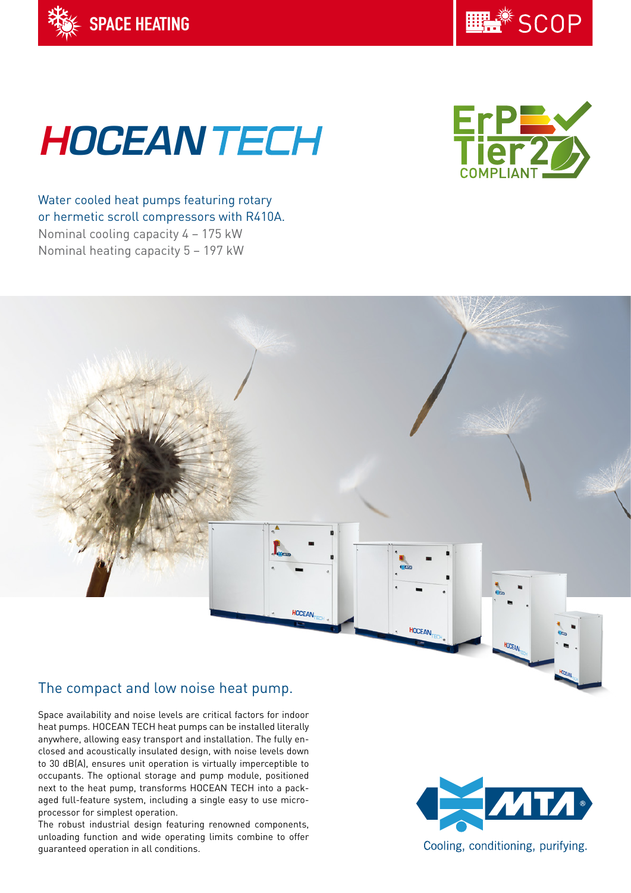SPACE HEATING

SCOP

# HOCEAN TECH

ErP Tier 2 COMPLIANT

Water cooled heat pumps featuring rotary or hermetic scroll compressors with R410A.
Nominal cooling capacity 4 – 175 kW
Nominal heating capacity 5 – 197 kW

## The compact and low noise heat pump.

Space availability and noise levels are critical factors for indoor heat pumps. HOCEAN TECH heat pumps can be installed literally anywhere, allowing easy transport and installation. The fully enclosed and acoustically insulated design, with noise levels down to 30 dB(A), ensures unit operation is virtually imperceptible to occupants. The optional storage and pump module, positioned next to the heat pump, transforms HOCEAN TECH into a packaged full-feature system, including a single easy to use microprocessor for simplest operation.
The robust industrial design featuring renowned components, unloading function and wide operating limits combine to offer guaranteed operation in all conditions.

MTA
Cooling, conditioning, purifying.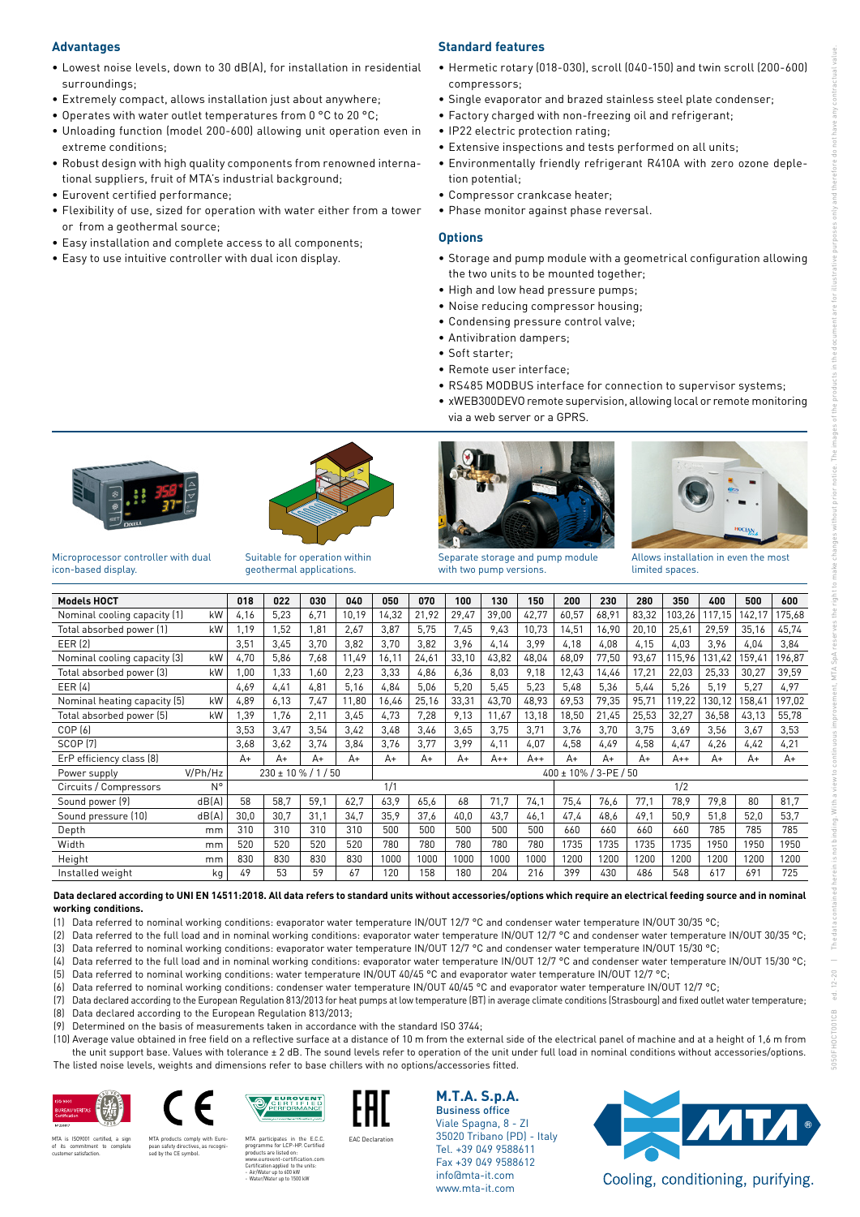## Advantages

- Lowest noise levels, down to 30 dB(A), for installation in residential surroundings;
- Extremely compact, allows installation just about anywhere;
- Operates with water outlet temperatures from 0 °C to 20 °C;
- Unloading function (model 200-600) allowing unit operation even in extreme conditions;
- Robust design with high quality components from renowned international suppliers, fruit of MTA's industrial background;
- Eurovent certified performance;
- Flexibility of use, sized for operation with water either from a tower or from a geothermal source;
- Easy installation and complete access to all components;
- Easy to use intuitive controller with dual icon display.

## Standard features

- Hermetic rotary (018-030), scroll (040-150) and twin scroll (200-600) compressors;
- Single evaporator and brazed stainless steel plate condenser;
- Factory charged with non-freezing oil and refrigerant;
- IP22 electric protection rating;
- Extensive inspections and tests performed on all units;
- Environmentally friendly refrigerant R410A with zero ozone depletion potential;
- Compressor crankcase heater;
- Phase monitor against phase reversal.

## Options

- Storage and pump module with a geometrical configuration allowing the two units to be mounted together;
- High and low head pressure pumps;
- Noise reducing compressor housing;
- Condensing pressure control valve;
- Antivibration dampers;
- Soft starter;
- Remote user interface;
- RS485 MODBUS interface for connection to supervisor systems;
- xWEB300DEVO remote supervision, allowing local or remote monitoring via a web server or a GPRS.

Microprocessor controller with dual icon-based display.

Suitable for operation within geothermal applications.

Separate storage and pump module with two pump versions.

Allows installation in even the most limited spaces.

| Models HOCT | | 018 | 022 | 030 | 040 | 050 | 070 | 100 | 130 | 150 | 200 | 230 | 280 | 350 | 400 | 500 | 600 |
|---|---|---|---|---|---|---|---|---|---|---|---|---|---|---|---|---|---|
| Nominal cooling capacity (1) | kW | 4,16 | 5,23 | 6,71 | 10,19 | 14,32 | 21,92 | 29,47 | 39,00 | 42,77 | 60,57 | 68,91 | 83,32 | 103,26 | 117,15 | 142,17 | 175,68 |
| Total absorbed power (1) | kW | 1,19 | 1,52 | 1,81 | 2,67 | 3,87 | 5,75 | 7,45 | 9,43 | 10,73 | 14,51 | 16,90 | 20,10 | 25,61 | 29,59 | 35,16 | 45,74 |
| EER (2) | | 3,51 | 3,45 | 3,70 | 3,82 | 3,70 | 3,82 | 3,96 | 4,14 | 3,99 | 4,18 | 4,08 | 4,15 | 4,03 | 3,96 | 4,04 | 3,84 |
| Nominal cooling capacity (3) | kW | 4,70 | 5,86 | 7,68 | 11,49 | 16,11 | 24,61 | 33,10 | 43,82 | 48,04 | 68,09 | 77,50 | 93,67 | 115,96 | 131,42 | 159,41 | 196,87 |
| Total absorbed power (3) | kW | 1,00 | 1,33 | 1,60 | 2,23 | 3,33 | 4,86 | 6,36 | 8,03 | 9,18 | 12,43 | 14,46 | 17,21 | 22,03 | 25,33 | 30,27 | 39,59 |
| EER (4) | | 4,69 | 4,41 | 4,81 | 5,16 | 4,84 | 5,06 | 5,20 | 5,45 | 5,23 | 5,48 | 5,36 | 5,44 | 5,26 | 5,19 | 5,27 | 4,97 |
| Nominal heating capacity (5) | kW | 4,89 | 6,13 | 7,47 | 11,80 | 16,46 | 25,16 | 33,31 | 43,70 | 48,93 | 69,53 | 79,35 | 95,71 | 119,22 | 130,12 | 158,41 | 197,02 |
| Total absorbed power (5) | kW | 1,39 | 1,76 | 2,11 | 3,45 | 4,73 | 7,28 | 9,13 | 11,67 | 13,18 | 18,50 | 21,45 | 25,53 | 32,27 | 36,58 | 43,13 | 55,78 |
| COP (6) | | 3,53 | 3,47 | 3,54 | 3,42 | 3,48 | 3,46 | 3,65 | 3,75 | 3,71 | 3,76 | 3,70 | 3,75 | 3,69 | 3,56 | 3,67 | 3,53 |
| SCOP (7) | | 3,68 | 3,62 | 3,74 | 3,84 | 3,76 | 3,77 | 3,99 | 4,11 | 4,07 | 4,58 | 4,49 | 4,58 | 4,47 | 4,26 | 4,42 | 4,21 |
| ErP efficiency class (8) | | A+ | A+ | A+ | A+ | A+ | A+ | A+ | A++ | A++ | A+ | A+ | A+ | A++ | A+ | A+ | A+ |
| Power supply | V/Ph/Hz | 230 ± 10 % / 1 / 50 | | | 400 ± 10% / 3-PE / 50 | | | | | | | | | | | | |
| Circuits / Compressors | N° | 1/1 | | | | | | | | | 1/2 | | | | | | |
| Sound power (9) | dB(A) | 58 | 58,7 | 59,1 | 62,7 | 63,9 | 65,6 | 68 | 71,7 | 74,1 | 75,4 | 76,6 | 77,1 | 78,9 | 79,8 | 80 | 81,7 |
| Sound pressure (10) | dB(A) | 30,0 | 30,7 | 31,1 | 34,7 | 35,9 | 37,6 | 40,0 | 43,7 | 46,1 | 47,4 | 48,6 | 49,1 | 50,9 | 51,8 | 52,0 | 53,7 |
| Depth | mm | 310 | 310 | 310 | 310 | 500 | 500 | 500 | 500 | 500 | 660 | 660 | 660 | 660 | 785 | 785 | 785 |
| Width | mm | 520 | 520 | 520 | 520 | 780 | 780 | 780 | 780 | 780 | 1735 | 1735 | 1735 | 1735 | 1950 | 1950 | 1950 |
| Height | mm | 830 | 830 | 830 | 830 | 1000 | 1000 | 1000 | 1000 | 1000 | 1200 | 1200 | 1200 | 1200 | 1200 | 1200 | 1200 |
| Installed weight | kg | 49 | 53 | 59 | 67 | 120 | 158 | 180 | 204 | 216 | 399 | 430 | 486 | 548 | 617 | 691 | 725 |

**Data declared according to UNI EN 14511:2018. All data refers to standard units without accessories/options which require an electrical feeding source and in nominal working conditions.**

(1) Data referred to nominal working conditions: evaporator water temperature IN/OUT 12/7 °C and condenser water temperature IN/OUT 30/35 °C;
(2) Data referred to the full load and in nominal working conditions: evaporator water temperature IN/OUT 12/7 °C and condenser water temperature IN/OUT 30/35 °C;
(3) Data referred to nominal working conditions: evaporator water temperature IN/OUT 12/7 °C and condenser water temperature IN/OUT 15/30 °C;
(4) Data referred to the full load and in nominal working conditions: evaporator water temperature IN/OUT 12/7 °C and condenser water temperature IN/OUT 15/30 °C;
(5) Data referred to nominal working conditions: water temperature IN/OUT 40/45 °C and evaporator water temperature IN/OUT 12/7 °C;
(6) Data referred to nominal working conditions: condenser water temperature IN/OUT 40/45 °C and evaporator water temperature IN/OUT 12/7 °C;
(7) Data declared according to the European Regulation 813/2013 for heat pumps at low temperature (BT) in average climate conditions (Strasbourg) and fixed outlet water temperature;
(8) Data declared according to the European Regulation 813/2013;
(9) Determined on the basis of measurements taken in accordance with the standard ISO 3744;
(10) Average value obtained in free field on a reflective surface at a distance of 10 m from the external side of the electrical panel of machine and at a height of 1,6 m from the unit support base. Values with tolerance ± 2 dB. The sound levels refer to operation of the unit under full load in nominal conditions without accessories/options.

The listed noise levels, weights and dimensions refer to base chillers with no options/accessories fitted.

MTA is ISO9001 certified, a sign of its commitment to complete customer satisfaction.

MTA products comply with European safety directives, as recognised by the CE symbol.

MTA participates in the E.C.C. programme for LCP-HP. Certified products are listed on: www.eurovent-certification.com Certification applied to the units: - Air/Water up to 600 kW - Water/Water up to 1500 kW

EAC Declaration

**M.T.A. S.p.A.**
Business office
Viale Spagna, 8 - ZI
35020 Tribano (PD) - Italy
Tel. +39 049 9588611
Fax +39 049 9588612
info@mta-it.com
www.mta-it.com

Cooling, conditioning, purifying.

The data contained herein is not binding. With a view to continuous improvement, MTA SpA reserves the right to make changes without prior notice. The images of the products in the document are for illustrative purposes only and therefore do not have any contractual value.